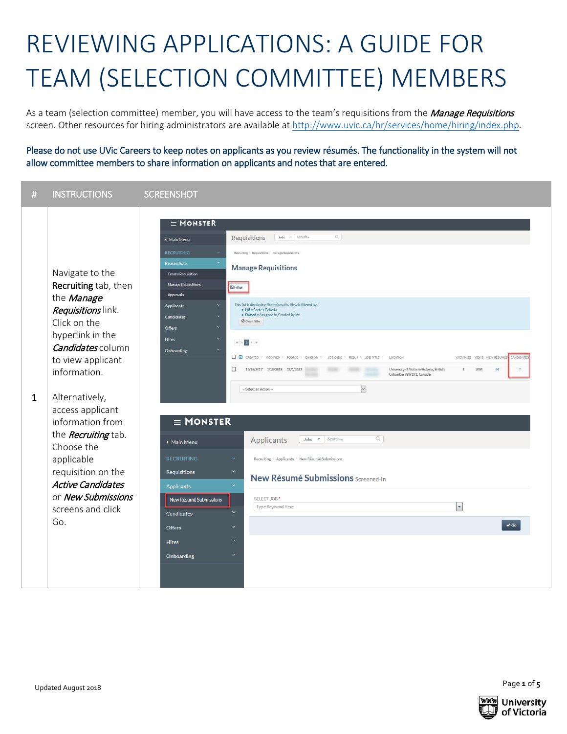# REVIEWING APPLICATIONS: A GUIDE FOR TEAM (SELECTION COMMITTEE) MEMBERS

As a team (selection committee) member, you will have access to the team's requisitions from the *Manage Requisitions* screen. Other resources for hiring administrators are available at http://www.uvic.ca/hr/services/home/hiring/index.php.

**Please do not use UVic Careers to keep notes on applicants as you review résumés. The functionality in the system will not allow committee members to share information on applicants and notes that are entered.**

| # | INSTRUCTIONS | SCREENSHOT |
|---|---|---|
| 1 | Navigate to the **Recruiting** tab, then the ***Manage Requisitions*** link. Click on the hyperlink in the ***Candidates*** column to view applicant information.<br><br>Alternatively, access applicant information from the ***Recruiting*** tab. Choose the applicable requisition on the ***Active Candidates*** or ***New Submissions*** screens and click Go. | |

Updated August 2018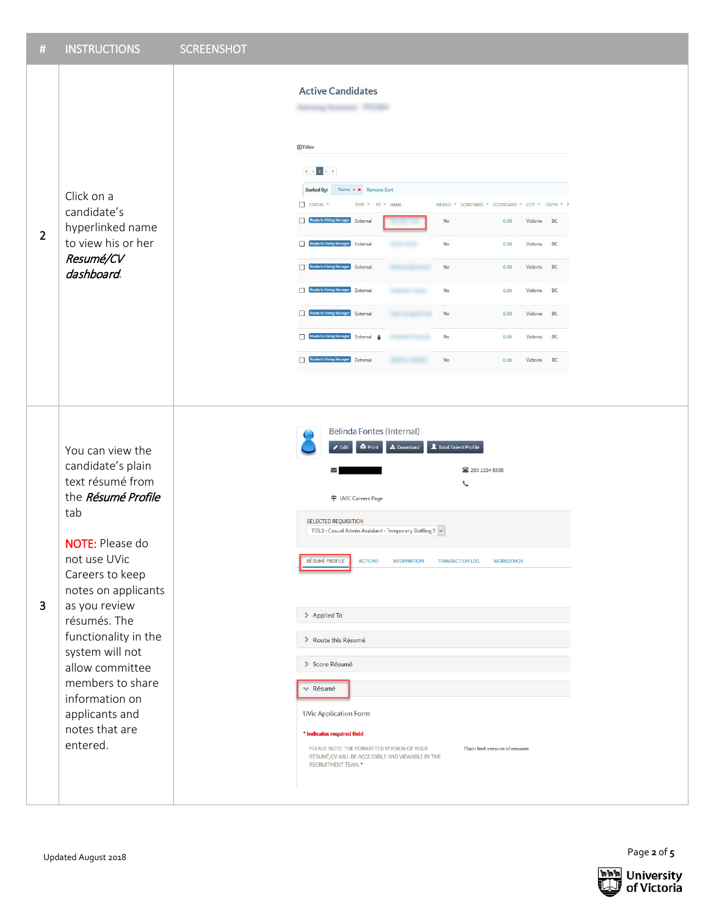| # | INSTRUCTIONS | SCREENSHOT |
|---|---|---|
| 2 | Click on a candidate's hyperlinked name to view his or her ***Resumé/CV dashboard***. | |
| 3 | You can view the candidate's plain text résumé from the ***Résumé Profile*** tab<br><br>NOTE: Please do not use UVic Careers to keep notes on applicants as you review résumés. The functionality in the system will not allow committee members to share information on applicants and notes that are entered. | |

Updated August 2018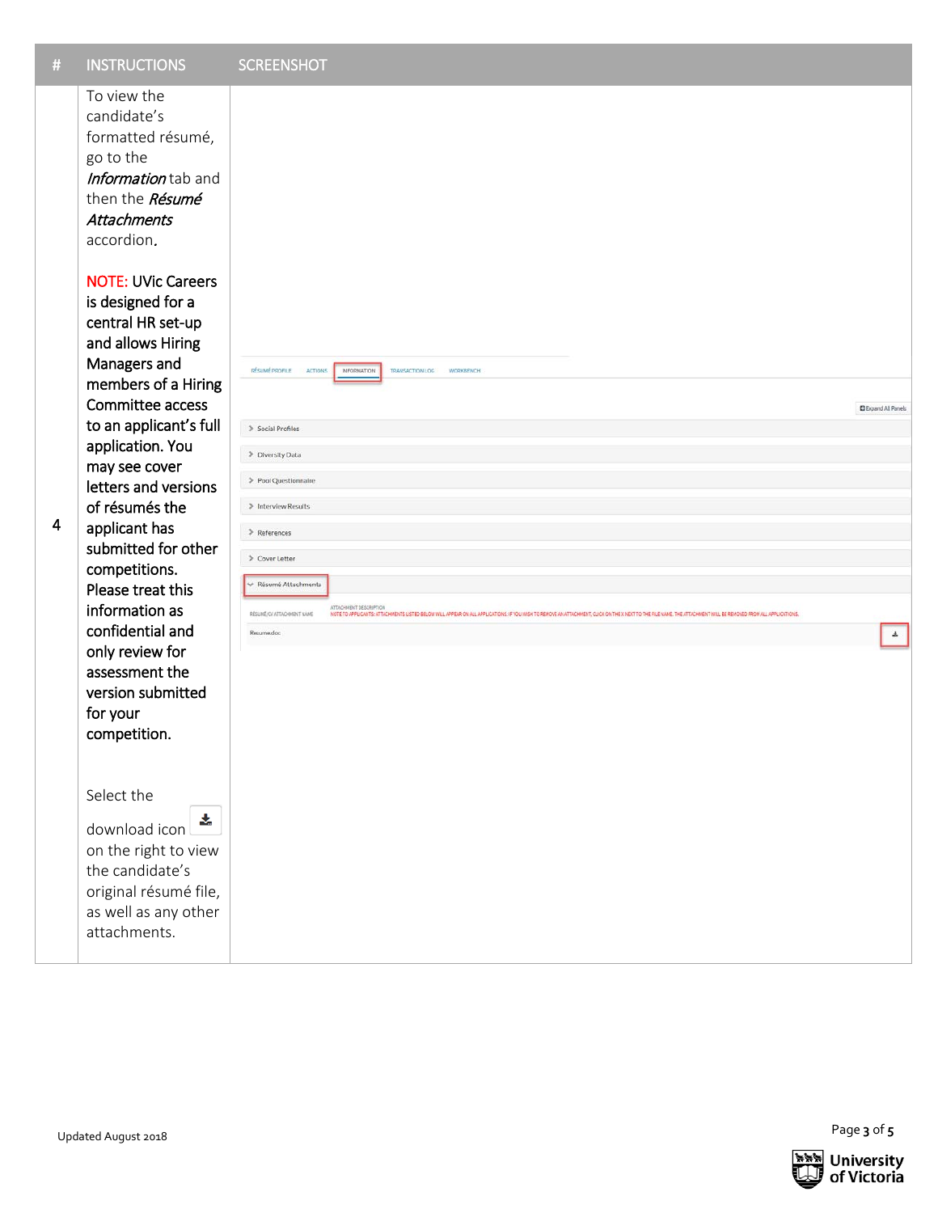| # | INSTRUCTIONS | SCREENSHOT |
| --- | --- | --- |
| 4 | To view the candidate's formatted résumé, go to the ***Information*** tab and then the ***Résumé Attachments*** accordion.<br><br>NOTE: UVic Careers is designed for a central HR set-up and allows Hiring Managers and members of a Hiring Committee access to an applicant's full application. You may see cover letters and versions of résumés the applicant has submitted for other competitions. Please treat this information as confidential and only review for assessment the version submitted for your competition.<br><br>Select the download icon on the right to view the candidate's original résumé file, as well as any other attachments. | |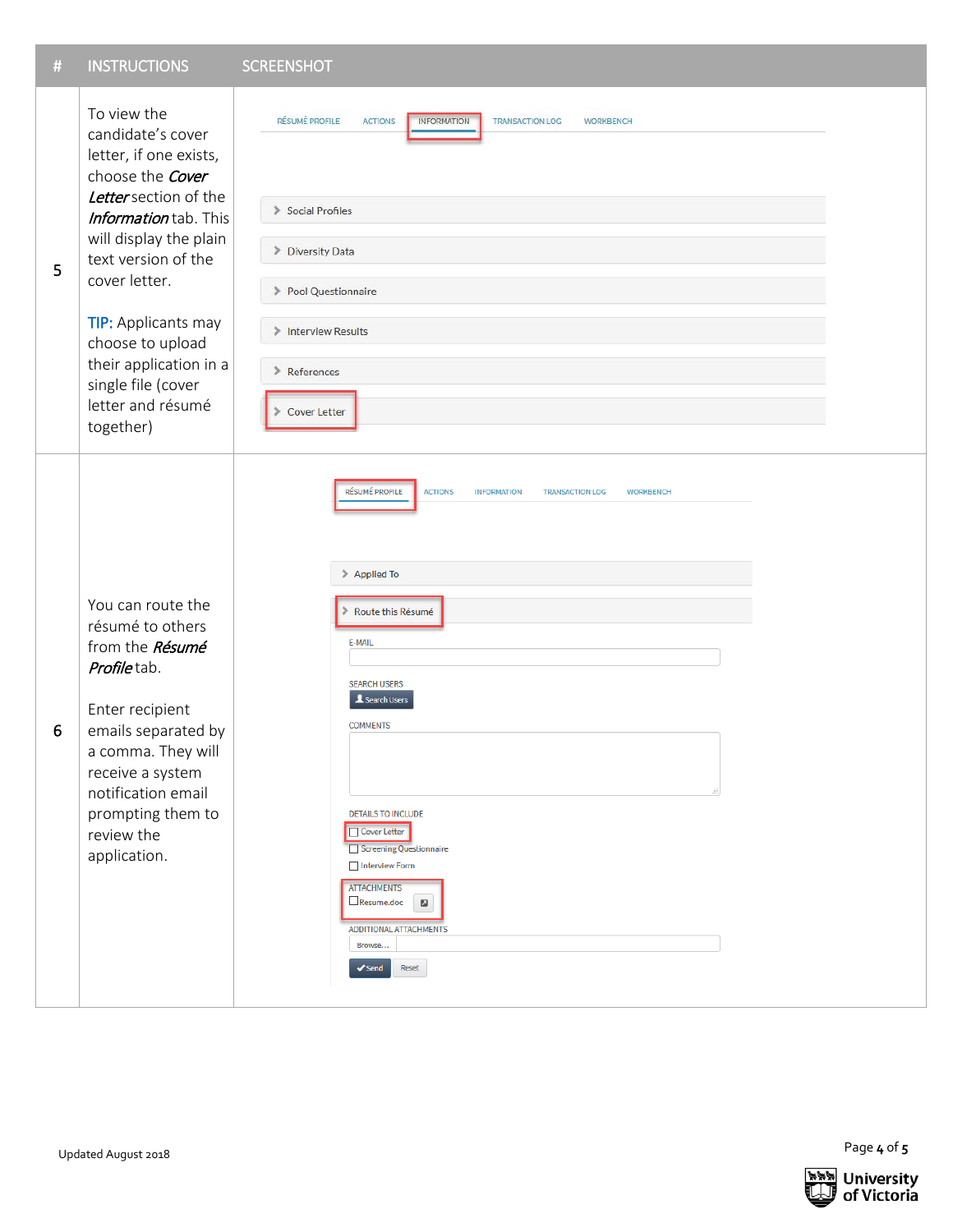| # | INSTRUCTIONS | SCREENSHOT |
|---|---|---|
| 5 | To view the candidate's cover letter, if one exists, choose the ***Cover Letter*** section of the ***Information*** tab. This will display the plain text version of the cover letter.<br><br>TIP: Applicants may choose to upload their application in a single file (cover letter and résumé together) | RÉSUMÉ PROFILE · ACTIONS · INFORMATION · TRANSACTION LOG · WORKBENCH<br>Social Profiles<br>Diversity Data<br>Pool Questionnaire<br>Interview Results<br>References<br>Cover Letter |
| 6 | You can route the résumé to others from the ***Résumé Profile*** tab.<br><br>Enter recipient emails separated by a comma. They will receive a system notification email prompting them to review the application. | RÉSUMÉ PROFILE · ACTIONS · INFORMATION · TRANSACTION LOG · WORKBENCH<br>Applied To<br>Route this Résumé<br>E-MAIL<br>SEARCH USERS<br>Search Users<br>COMMENTS<br>DETAILS TO INCLUDE<br>Cover Letter<br>Screening Questionnaire<br>Interview Form<br>ATTACHMENTS<br>Resume.doc<br>ADDITIONAL ATTACHMENTS<br>Browse...<br>Send · Reset |

Updated August 2018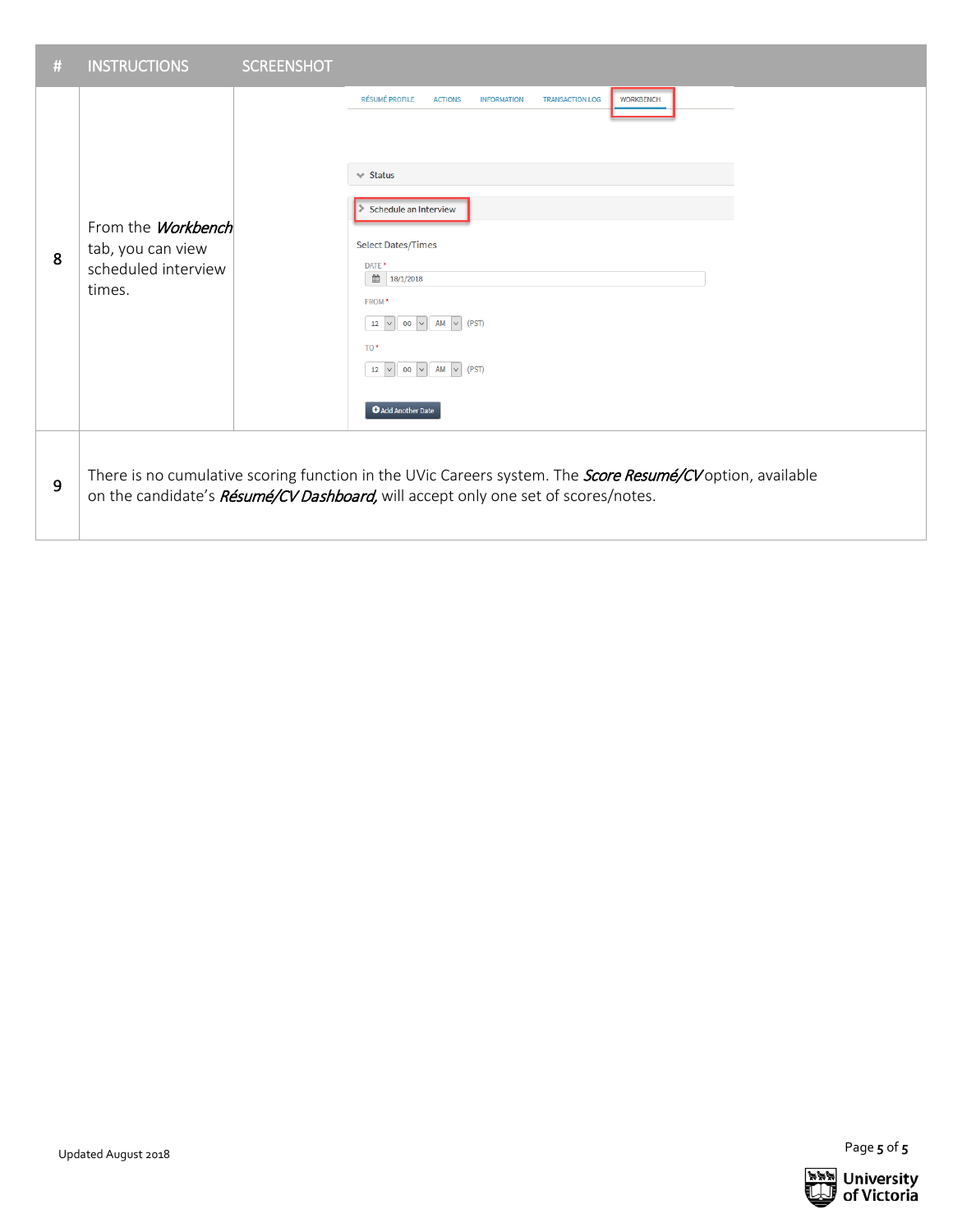| # | INSTRUCTIONS | SCREENSHOT |
| --- | --- | --- |
| 8 | From the ***Workbench*** tab, you can view scheduled interview times. | RÉSUMÉ PROFILE ACTIONS INFORMATION TRANSACTION LOG WORKBENCH<br>Status<br>Schedule an Interview<br>Select Dates/Times<br>DATE *<br>18/1/2018<br>FROM *<br>12 00 AM (PST)<br>TO *<br>12 00 AM (PST)<br>Add Another Date |
| 9 | There is no cumulative scoring function in the UVic Careers system. The ***Score Resumé/CV*** option, available on the candidate's ***Résumé/CV Dashboard,*** will accept only one set of scores/notes. | |

Updated August 2018